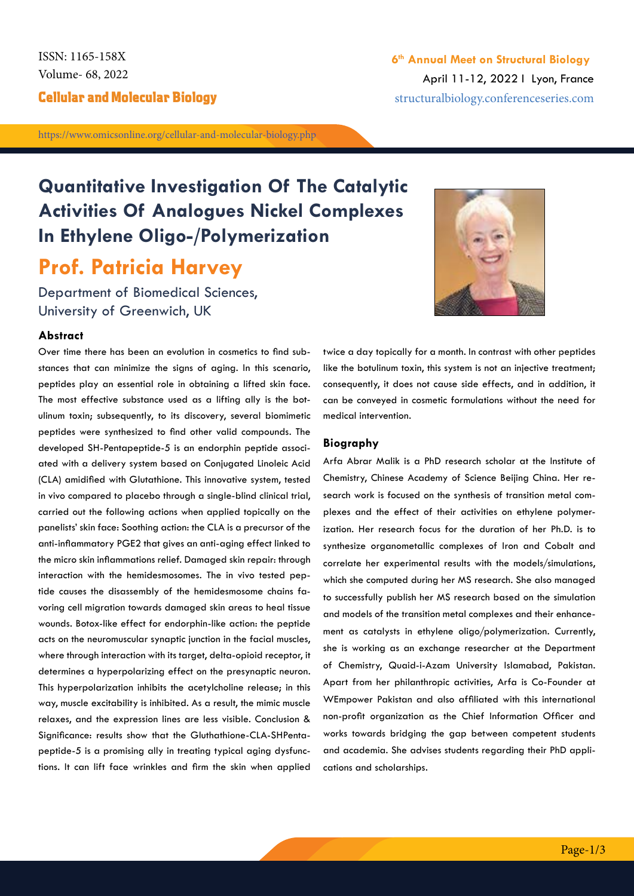# Quantitative Investigation Of The Catalytic Activities Of Analogues Nickel Complexes In Ethylene Oligo-/Polymerization

## Prof. Patricia Harvey

Department of Biomedical Sciences, University of Greenwich, UK

### Abstract

Over time there has been an evolution in cosmetics to find substances that can minimize the signs of aging. In this scenario, peptides play an essential role in obtaining a lifted skin face. The most effective substance used as a lifting ally is the botulinum toxin; subsequently, to its discovery, several biomimetic peptides were synthesized to find other valid compounds. The developed SH-Pentapeptide-5 is an endorphin peptide associated with a delivery system based on Conjugated Linoleic Acid (CLA) amidified with Glutathione. This innovative system, tested in vivo compared to placebo through a single-blind clinical trial, carried out the following actions when applied topically on the panelists' skin face: Soothing action: the CLA is a precursor of the anti-inflammatory PGE2 that gives an anti-aging effect linked to the micro skin inflammations relief. Damaged skin repair: through interaction with the hemidesmosomes. The in vivo tested peptide causes the disassembly of the hemidesmosome chains favoring cell migration towards damaged skin areas to heal tissue wounds. Botox-like effect for endorphin-like action: the peptide acts on the neuromuscular synaptic junction in the facial muscles, where through interaction with its target, delta-opioid receptor, it determines a hyperpolarizing effect on the presynaptic neuron. This hyperpolarization inhibits the acetylcholine release; in this way, muscle excitability is inhibited. As a result, the mimic muscle relaxes, and the expression lines are less visible. Conclusion & Significance: results show that the Gluthathione-CLA-SHPentapeptide-5 is a promising ally in treating typical aging dysfunctions. It can lift face wrinkles and firm the skin when applied twice a day topically for a month. In contrast with other peptides like the botulinum toxin, this system is not an injective treatment; consequently, it does not cause side effects, and in addition, it can be conveyed in cosmetic formulations without the need for medical intervention.

### Biography

Arfa Abrar Malik is a PhD research scholar at the Institute of Chemistry, Chinese Academy of Science Beijing China. Her research work is focused on the synthesis of transition metal complexes and the effect of their activities on ethylene polymerization. Her research focus for the duration of her Ph.D. is to synthesize organometallic complexes of Iron and Cobalt and correlate her experimental results with the models/simulations, which she computed during her MS research. She also managed to successfully publish her MS research based on the simulation and models of the transition metal complexes and their enhancement as catalysts in ethylene oligo/polymerization. Currently, she is working as an exchange researcher at the Department of Chemistry, Quaid-i-Azam University Islamabad, Pakistan. Apart from her philanthropic activities, Arfa is Co-Founder at WEmpower Pakistan and also affiliated with this international non-profit organization as the Chief Information Officer and works towards bridging the gap between competent students and academia. She advises students regarding their PhD applications and scholarships.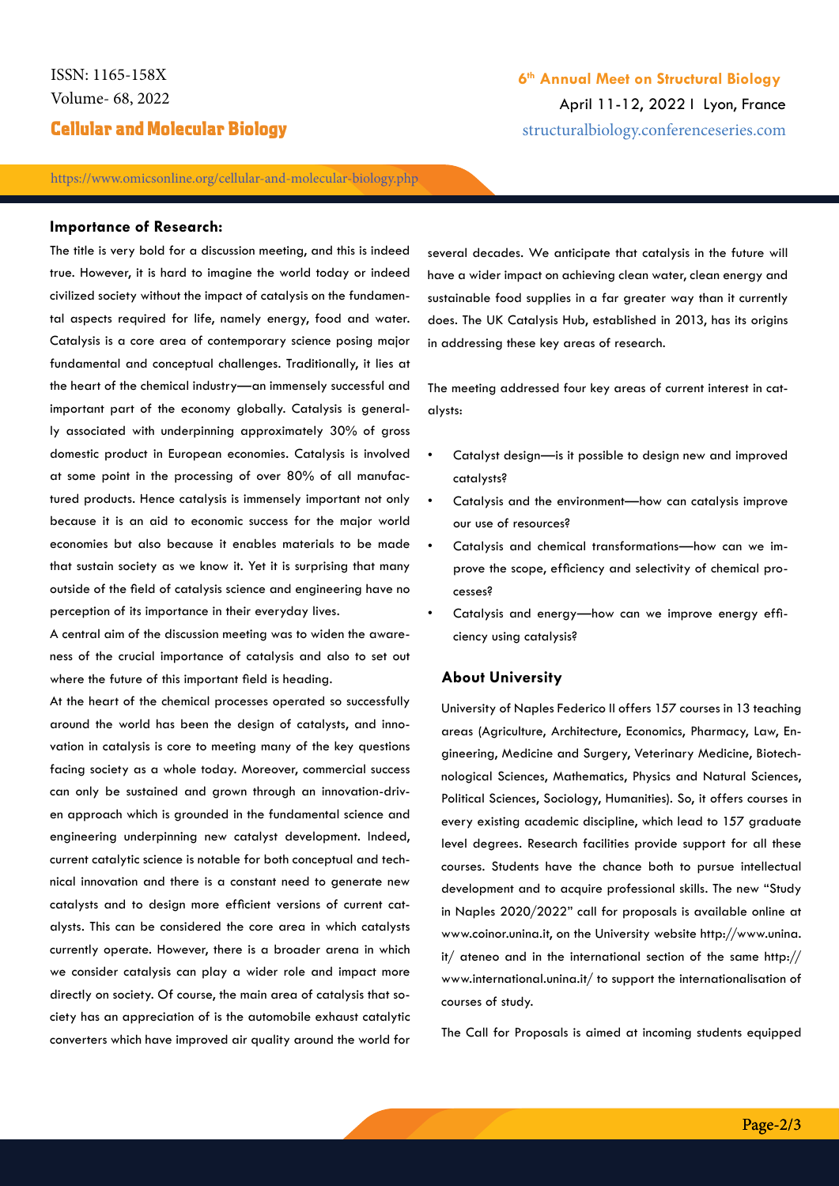## Importance of Research:

The title is very bold for a discussion meeting, and this is indeed true. However, it is hard to imagine the world today or indeed civilized society without the impact of catalysis on the fundamental aspects required for life, namely energy, food and water. Catalysis is a core area of contemporary science posing major fundamental and conceptual challenges. Traditionally, it lies at the heart of the chemical industry—an immensely successful and important part of the economy globally. Catalysis is generally associated with underpinning approximately 30% of gross domestic product in European economies. Catalysis is involved at some point in the processing of over 80% of all manufactured products. Hence catalysis is immensely important not only because it is an aid to economic success for the major world economies but also because it enables materials to be made that sustain society as we know it. Yet it is surprising that many outside of the field of catalysis science and engineering have no perception of its importance in their everyday lives.

A central aim of the discussion meeting was to widen the awareness of the crucial importance of catalysis and also to set out where the future of this important field is heading.

At the heart of the chemical processes operated so successfully around the world has been the design of catalysts, and innovation in catalysis is core to meeting many of the key questions facing society as a whole today. Moreover, commercial success can only be sustained and grown through an innovation-driven approach which is grounded in the fundamental science and engineering underpinning new catalyst development. Indeed, current catalytic science is notable for both conceptual and technical innovation and there is a constant need to generate new catalysts and to design more efficient versions of current catalysts. This can be considered the core area in which catalysts currently operate. However, there is a broader arena in which we consider catalysis can play a wider role and impact more directly on society. Of course, the main area of catalysis that society has an appreciation of is the automobile exhaust catalytic converters which have improved air quality around the world for several decades. We anticipate that catalysis in the future will have a wider impact on achieving clean water, clean energy and sustainable food supplies in a far greater way than it currently does. The UK Catalysis Hub, established in 2013, has its origins in addressing these key areas of research.

The meeting addressed four key areas of current interest in catalysts:

- Catalyst design—is it possible to design new and improved catalysts?
- Catalysis and the environment—how can catalysis improve our use of resources?
- Catalysis and chemical transformations—how can we improve the scope, efficiency and selectivity of chemical processes?
- Catalysis and energy—how can we improve energy efficiency using catalysis?

## About University

University of Naples Federico II offers 157 courses in 13 teaching areas (Agriculture, Architecture, Economics, Pharmacy, Law, Engineering, Medicine and Surgery, Veterinary Medicine, Biotechnological Sciences, Mathematics, Physics and Natural Sciences, Political Sciences, Sociology, Humanities). So, it offers courses in every existing academic discipline, which lead to 157 graduate level degrees. Research facilities provide support for all these courses. Students have the chance both to pursue intellectual development and to acquire professional skills. The new “Study in Naples 2020/2022” call for proposals is available online at www.coinor.unina.it, on the University website http://www.unina.it/ ateneo and in the international section of the same http://www.international.unina.it/ to support the internationalisation of courses of study.

The Call for Proposals is aimed at incoming students equipped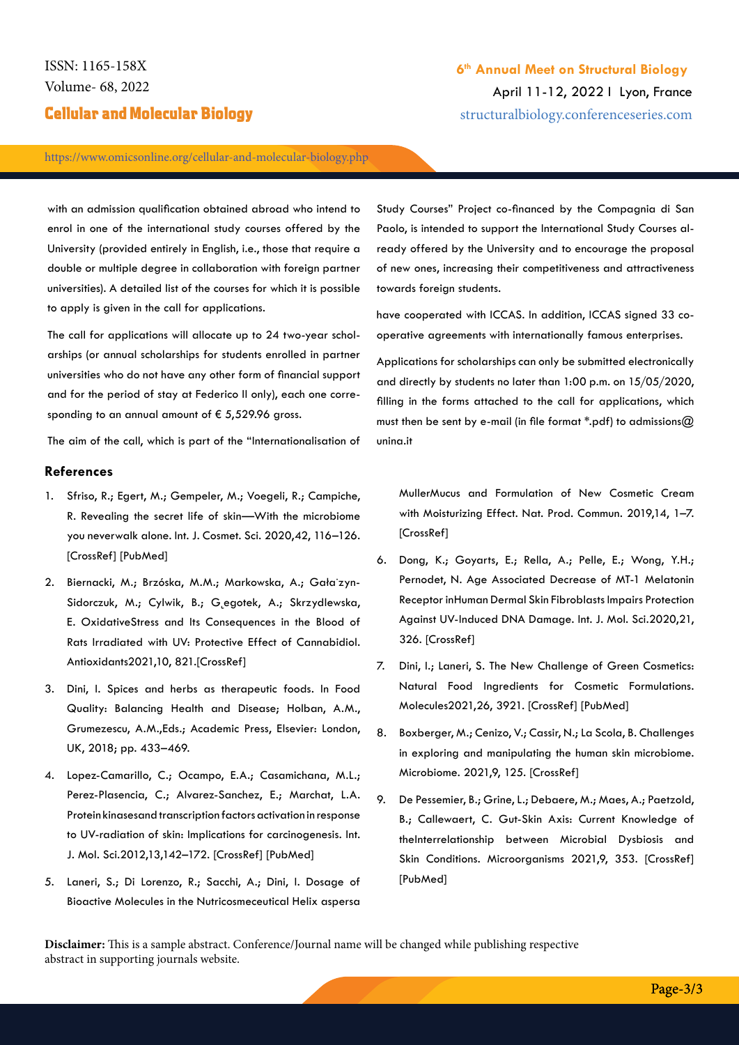with an admission qualification obtained abroad who intend to enrol in one of the international study courses offered by the University (provided entirely in English, i.e., those that require a double or multiple degree in collaboration with foreign partner universities). A detailed list of the courses for which it is possible to apply is given in the call for applications.

The call for applications will allocate up to 24 two-year scholarships (or annual scholarships for students enrolled in partner universities who do not have any other form of financial support and for the period of stay at Federico II only), each one corresponding to an annual amount of € 5,529.96 gross.

The aim of the call, which is part of the "Internationalisation of Study Courses" Project co-financed by the Compagnia di San Paolo, is intended to support the International Study Courses already offered by the University and to encourage the proposal of new ones, increasing their competitiveness and attractiveness towards foreign students.

have cooperated with ICCAS. In addition, ICCAS signed 33 cooperative agreements with internationally famous enterprises.

Applications for scholarships can only be submitted electronically and directly by students no later than 1:00 p.m. on 15/05/2020, filling in the forms attached to the call for applications, which must then be sent by e-mail (in file format *.pdf) to admissions@unina.it

## References

1. Sfriso, R.; Egert, M.; Gempeler, M.; Voegeli, R.; Campiche, R. Revealing the secret life of skin—With the microbiome you neverwalk alone. Int. J. Cosmet. Sci. 2020,42, 116–126. [CrossRef] [PubMed]
2. Biernacki, M.; Brzóska, M.M.; Markowska, A.; Gała˙zyn-Sidorczuk, M.; Cylwik, B.; G˛egotek, A.; Skrzydlewska, E. OxidativeStress and Its Consequences in the Blood of Rats Irradiated with UV: Protective Effect of Cannabidiol. Antioxidants2021,10, 821.[CrossRef]
3. Dini, I. Spices and herbs as therapeutic foods. In Food Quality: Balancing Health and Disease; Holban, A.M., Grumezescu, A.M.,Eds.; Academic Press, Elsevier: London, UK, 2018; pp. 433–469.
4. Lopez-Camarillo, C.; Ocampo, E.A.; Casamichana, M.L.; Perez-Plasencia, C.; Alvarez-Sanchez, E.; Marchat, L.A. Protein kinasesand transcription factors activation in response to UV-radiation of skin: Implications for carcinogenesis. Int. J. Mol. Sci.2012,13,142–172. [CrossRef] [PubMed]
5. Laneri, S.; Di Lorenzo, R.; Sacchi, A.; Dini, I. Dosage of Bioactive Molecules in the Nutricosmeceutical Helix aspersa MullerMucus and Formulation of New Cosmetic Cream with Moisturizing Effect. Nat. Prod. Commun. 2019,14, 1–7. [CrossRef]
6. Dong, K.; Goyarts, E.; Rella, A.; Pelle, E.; Wong, Y.H.; Pernodet, N. Age Associated Decrease of MT-1 Melatonin Receptor inHuman Dermal Skin Fibroblasts Impairs Protection Against UV-Induced DNA Damage. Int. J. Mol. Sci.2020,21, 326. [CrossRef]
7. Dini, I.; Laneri, S. The New Challenge of Green Cosmetics: Natural Food Ingredients for Cosmetic Formulations. Molecules2021,26, 3921. [CrossRef] [PubMed]
8. Boxberger, M.; Cenizo, V.; Cassir, N.; La Scola, B. Challenges in exploring and manipulating the human skin microbiome. Microbiome. 2021,9, 125. [CrossRef]
9. De Pessemier, B.; Grine, L.; Debaere, M.; Maes, A.; Paetzold, B.; Callewaert, C. Gut-Skin Axis: Current Knowledge of theInterrelationship between Microbial Dysbiosis and Skin Conditions. Microorganisms 2021,9, 353. [CrossRef] [PubMed]

**Disclaimer:** This is a sample abstract. Conference/Journal name will be changed while publishing respective abstract in supporting journals website.